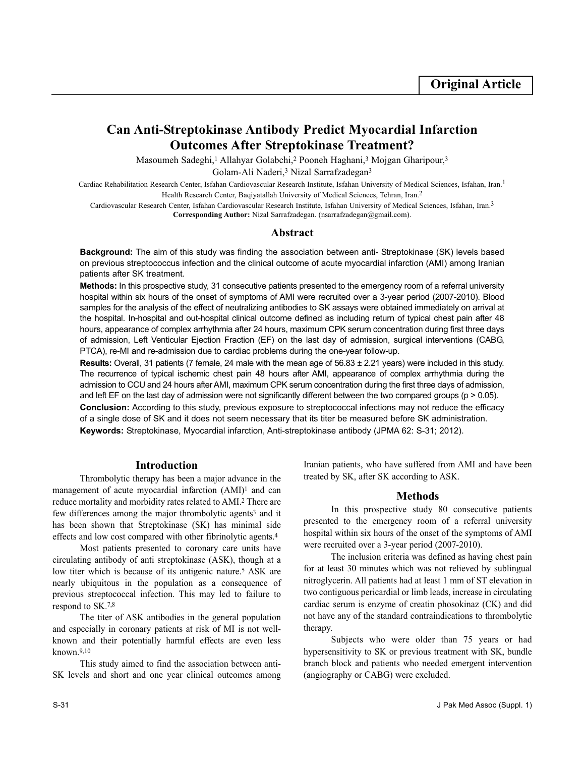Original Article

# Can Anti-Streptokinase Antibody Predict Myocardial Infarction Outcomes After Streptokinase Treatment?

Masoumeh Sadeghi,[1] Allahyar Golabchi,[2] Pooneh Haghani,[3] Mojgan Gharipour,[3] Golam-Ali Naderi,[3] Nizal Sarrafzadegan[3]

Cardiac Rehabilitation Research Center, Isfahan Cardiovascular Research Institute, Isfahan University of Medical Sciences, Isfahan, Iran.[1]
Health Research Center, Baqiyatallah University of Medical Sciences, Tehran, Iran.[2]
Cardiovascular Research Center, Isfahan Cardiovascular Research Institute, Isfahan University of Medical Sciences, Isfahan, Iran.[3]
**Corresponding Author:** Nizal Sarrafzadegan. (nsarrafzadegan@gmail.com).

## Abstract

**Background:** The aim of this study was finding the association between anti- Streptokinase (SK) levels based on previous streptococcus infection and the clinical outcome of acute myocardial infarction (AMI) among Iranian patients after SK treatment.

**Methods:** In this prospective study, 31 consecutive patients presented to the emergency room of a referral university hospital within six hours of the onset of symptoms of AMI were recruited over a 3-year period (2007-2010). Blood samples for the analysis of the effect of neutralizing antibodies to SK assays were obtained immediately on arrival at the hospital. In-hospital and out-hospital clinical outcome defined as including return of typical chest pain after 48 hours, appearance of complex arrhythmia after 24 hours, maximum CPK serum concentration during first three days of admission, Left Venticular Ejection Fraction (EF) on the last day of admission, surgical interventions (CABG, PTCA), re-MI and re-admission due to cardiac problems during the one-year follow-up.

**Results:** Overall, 31 patients (7 female, 24 male with the mean age of 56.83 ± 2.21 years) were included in this study. The recurrence of typical ischemic chest pain 48 hours after AMI, appearance of complex arrhythmia during the admission to CCU and 24 hours after AMI, maximum CPK serum concentration during the first three days of admission, and left EF on the last day of admission were not significantly different between the two compared groups ($p > 0.05$).

**Conclusion:** According to this study, previous exposure to streptococcal infections may not reduce the efficacy of a single dose of SK and it does not seem necessary that its titer be measured before SK administration.

**Keywords:** Streptokinase, Myocardial infarction, Anti-streptokinase antibody (JPMA 62: S-31; 2012).

## Introduction

Thrombolytic therapy has been a major advance in the management of acute myocardial infarction (AMI)[1] and can reduce mortality and morbidity rates related to AMI.[2] There are few differences among the major thrombolytic agents[3] and it has been shown that Streptokinase (SK) has minimal side effects and low cost compared with other fibrinolytic agents.[4]

Most patients presented to coronary care units have circulating antibody of anti streptokinase (ASK), though at a low titer which is because of its antigenic nature.[5] ASK are nearly ubiquitous in the population as a consequence of previous streptococcal infection. This may led to failure to respond to SK.[7,8]

The titer of ASK antibodies in the general population and especially in coronary patients at risk of MI is not well-known and their potentially harmful effects are even less known.[9,10]

This study aimed to find the association between anti-SK levels and short and one year clinical outcomes among Iranian patients, who have suffered from AMI and have been treated by SK, after SK according to ASK.

## Methods

In this prospective study 80 consecutive patients presented to the emergency room of a referral university hospital within six hours of the onset of the symptoms of AMI were recruited over a 3-year period (2007-2010).

The inclusion criteria was defined as having chest pain for at least 30 minutes which was not relieved by sublingual nitroglycerin. All patients had at least 1 mm of ST elevation in two contiguous pericardial or limb leads, increase in circulating cardiac serum is enzyme of creatin phosokinaz (CK) and did not have any of the standard contraindications to thrombolytic therapy.

Subjects who were older than 75 years or had hypersensitivity to SK or previous treatment with SK, bundle branch block and patients who needed emergent intervention (angiography or CABG) were excluded.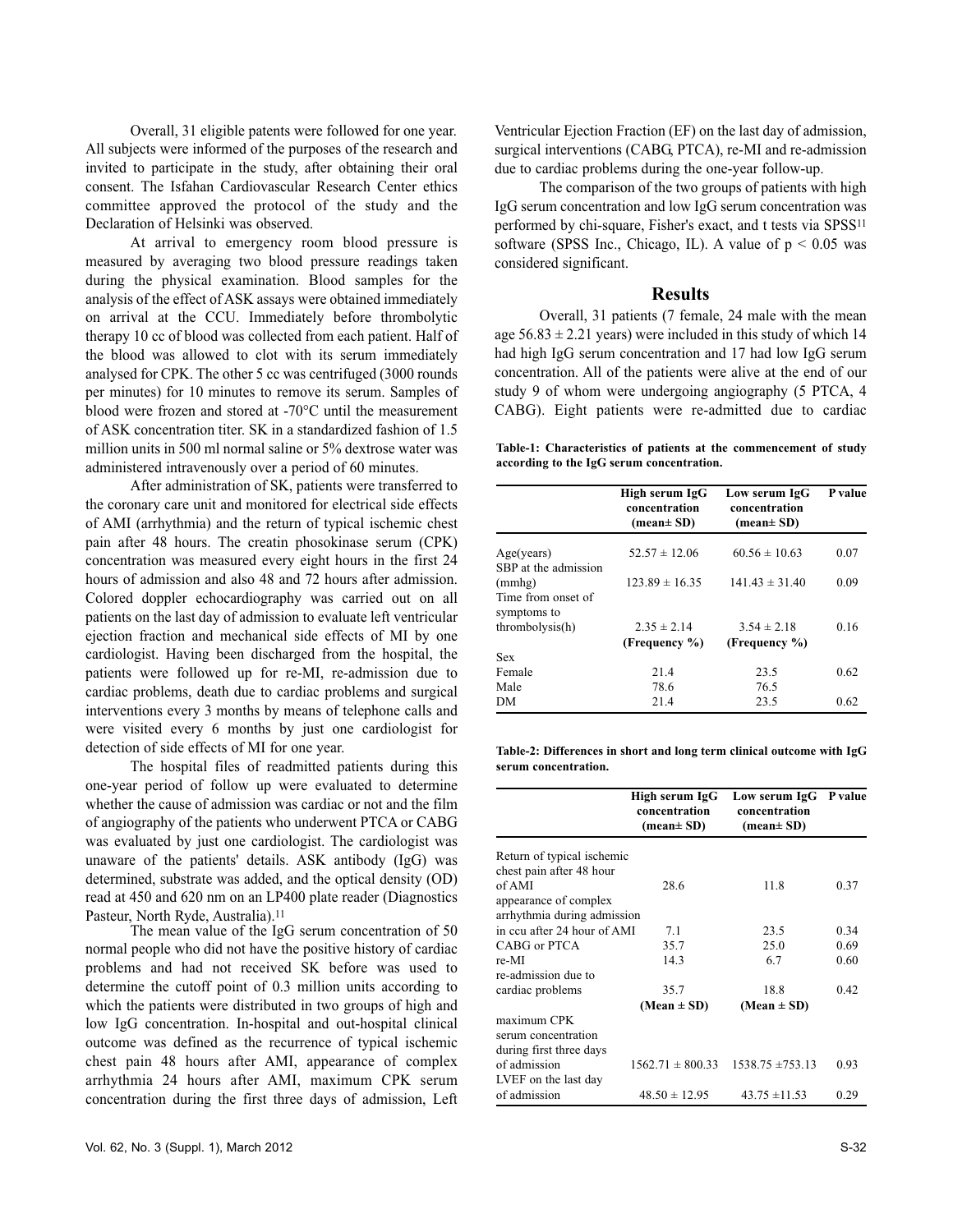Overall, 31 eligible patents were followed for one year. All subjects were informed of the purposes of the research and invited to participate in the study, after obtaining their oral consent. The Isfahan Cardiovascular Research Center ethics committee approved the protocol of the study and the Declaration of Helsinki was observed.

At arrival to emergency room blood pressure is measured by averaging two blood pressure readings taken during the physical examination. Blood samples for the analysis of the effect of ASK assays were obtained immediately on arrival at the CCU. Immediately before thrombolytic therapy 10 cc of blood was collected from each patient. Half of the blood was allowed to clot with its serum immediately analysed for CPK. The other 5 cc was centrifuged (3000 rounds per minutes) for 10 minutes to remove its serum. Samples of blood were frozen and stored at -70°C until the measurement of ASK concentration titer. SK in a standardized fashion of 1.5 million units in 500 ml normal saline or 5% dextrose water was administered intravenously over a period of 60 minutes.

After administration of SK, patients were transferred to the coronary care unit and monitored for electrical side effects of AMI (arrhythmia) and the return of typical ischemic chest pain after 48 hours. The creatin phosokinase serum (CPK) concentration was measured every eight hours in the first 24 hours of admission and also 48 and 72 hours after admission. Colored doppler echocardiography was carried out on all patients on the last day of admission to evaluate left ventricular ejection fraction and mechanical side effects of MI by one cardiologist. Having been discharged from the hospital, the patients were followed up for re-MI, re-admission due to cardiac problems, death due to cardiac problems and surgical interventions every 3 months by means of telephone calls and were visited every 6 months by just one cardiologist for detection of side effects of MI for one year.

The hospital files of readmitted patients during this one-year period of follow up were evaluated to determine whether the cause of admission was cardiac or not and the film of angiography of the patients who underwent PTCA or CABG was evaluated by just one cardiologist. The cardiologist was unaware of the patients' details. ASK antibody (IgG) was determined, substrate was added, and the optical density (OD) read at 450 and 620 nm on an LP400 plate reader (Diagnostics Pasteur, North Ryde, Australia).[11]

The mean value of the IgG serum concentration of 50 normal people who did not have the positive history of cardiac problems and had not received SK before was used to determine the cutoff point of 0.3 million units according to which the patients were distributed in two groups of high and low IgG concentration. In-hospital and out-hospital clinical outcome was defined as the recurrence of typical ischemic chest pain 48 hours after AMI, appearance of complex arrhythmia 24 hours after AMI, maximum CPK serum concentration during the first three days of admission, Left Ventricular Ejection Fraction (EF) on the last day of admission, surgical interventions (CABG, PTCA), re-MI and re-admission due to cardiac problems during the one-year follow-up.

The comparison of the two groups of patients with high IgG serum concentration and low IgG serum concentration was performed by chi-square, Fisher's exact, and t tests via SPSS[11] software (SPSS Inc., Chicago, IL). A value of $p < 0.05$ was considered significant.

## Results

Overall, 31 patients (7 female, 24 male with the mean age $56.83 \pm 2.21$ years) were included in this study of which 14 had high IgG serum concentration and 17 had low IgG serum concentration. All of the patients were alive at the end of our study 9 of whom were undergoing angiography (5 PTCA, 4 CABG). Eight patients were re-admitted due to cardiac

**Table-1: Characteristics of patients at the commencement of study according to the IgG serum concentration.**

| | High serum IgG concentration (mean± SD) | Low serum IgG concentration (mean± SD) | P value |
|---|---|---|---|
| Age(years) | 52.57 ± 12.06 | 60.56 ± 10.63 | 0.07 |
| SBP at the admission (mmhg) | 123.89 ± 16.35 | 141.43 ± 31.40 | 0.09 |
| Time from onset of symptoms to thrombolysis(h) | 2.35 ± 2.14 | 3.54 ± 2.18 | 0.16 |
| | **(Frequency %)** | **(Frequency %)** | |
| Sex | | | |
| Female | 21.4 | 23.5 | 0.62 |
| Male | 78.6 | 76.5 | |
| DM | 21.4 | 23.5 | 0.62 |

**Table-2: Differences in short and long term clinical outcome with IgG serum concentration.**

| | High serum IgG concentration (mean± SD) | Low serum IgG concentration (mean± SD) | P value |
|---|---|---|---|
| Return of typical ischemic chest pain after 48 hour of AMI | 28.6 | 11.8 | 0.37 |
| appearance of complex arrhythmia during admission in ccu after 24 hour of AMI | 7.1 | 23.5 | 0.34 |
| CABG or PTCA | 35.7 | 25.0 | 0.69 |
| re-MI | 14.3 | 6.7 | 0.60 |
| re-admission due to cardiac problems | 35.7 | 18.8 | 0.42 |
| | **(Mean ± SD)** | **(Mean ± SD)** | |
| maximum CPK serum concentration during first three days of admission | 1562.71 ± 800.33 | 1538.75 ±753.13 | 0.93 |
| LVEF on the last day of admission | 48.50 ± 12.95 | 43.75 ±11.53 | 0.29 |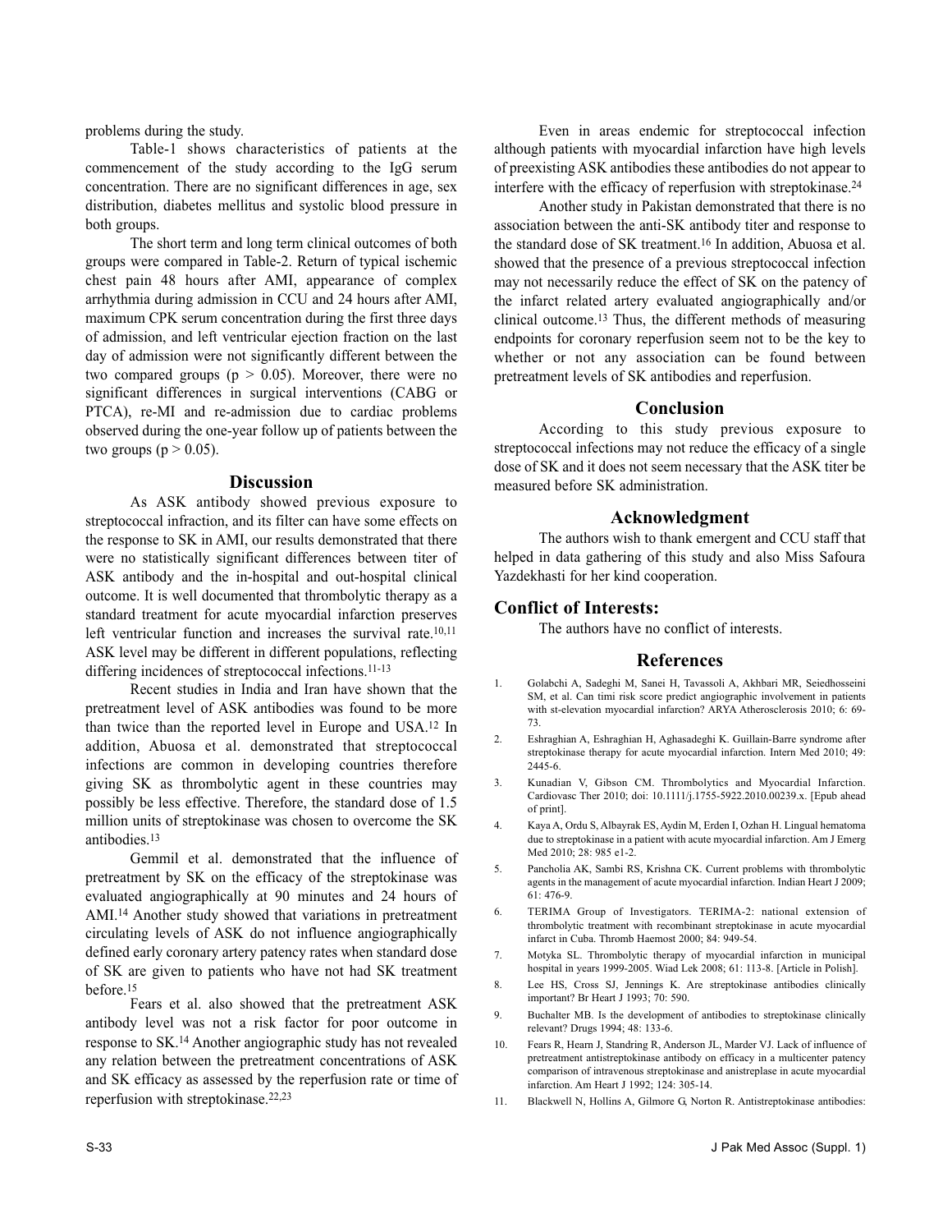problems during the study.

Table-1 shows characteristics of patients at the commencement of the study according to the IgG serum concentration. There are no significant differences in age, sex distribution, diabetes mellitus and systolic blood pressure in both groups.

The short term and long term clinical outcomes of both groups were compared in Table-2. Return of typical ischemic chest pain 48 hours after AMI, appearance of complex arrhythmia during admission in CCU and 24 hours after AMI, maximum CPK serum concentration during the first three days of admission, and left ventricular ejection fraction on the last day of admission were not significantly different between the two compared groups ($p > 0.05$). Moreover, there were no significant differences in surgical interventions (CABG or PTCA), re-MI and re-admission due to cardiac problems observed during the one-year follow up of patients between the two groups ($p > 0.05$).

## Discussion

As ASK antibody showed previous exposure to streptococcal infraction, and its filter can have some effects on the response to SK in AMI, our results demonstrated that there were no statistically significant differences between titer of ASK antibody and the in-hospital and out-hospital clinical outcome. It is well documented that thrombolytic therapy as a standard treatment for acute myocardial infarction preserves left ventricular function and increases the survival rate.[10,11] ASK level may be different in different populations, reflecting differing incidences of streptococcal infections.[11-13]

Recent studies in India and Iran have shown that the pretreatment level of ASK antibodies was found to be more than twice than the reported level in Europe and USA.[12] In addition, Abuosa et al. demonstrated that streptococcal infections are common in developing countries therefore giving SK as thrombolytic agent in these countries may possibly be less effective. Therefore, the standard dose of 1.5 million units of streptokinase was chosen to overcome the SK antibodies.[13]

Gemmil et al. demonstrated that the influence of pretreatment by SK on the efficacy of the streptokinase was evaluated angiographically at 90 minutes and 24 hours of AMI.[14] Another study showed that variations in pretreatment circulating levels of ASK do not influence angiographically defined early coronary artery patency rates when standard dose of SK are given to patients who have not had SK treatment before.[15]

Fears et al. also showed that the pretreatment ASK antibody level was not a risk factor for poor outcome in response to SK.[14] Another angiographic study has not revealed any relation between the pretreatment concentrations of ASK and SK efficacy as assessed by the reperfusion rate or time of reperfusion with streptokinase.[22,23]

Even in areas endemic for streptococcal infection although patients with myocardial infarction have high levels of preexisting ASK antibodies these antibodies do not appear to interfere with the efficacy of reperfusion with streptokinase.[24]

Another study in Pakistan demonstrated that there is no association between the anti-SK antibody titer and response to the standard dose of SK treatment.[16] In addition, Abuosa et al. showed that the presence of a previous streptococcal infection may not necessarily reduce the effect of SK on the patency of the infarct related artery evaluated angiographically and/or clinical outcome.[13] Thus, the different methods of measuring endpoints for coronary reperfusion seem not to be the key to whether or not any association can be found between pretreatment levels of SK antibodies and reperfusion.

## Conclusion

According to this study previous exposure to streptococcal infections may not reduce the efficacy of a single dose of SK and it does not seem necessary that the ASK titer be measured before SK administration.

## Acknowledgment

The authors wish to thank emergent and CCU staff that helped in data gathering of this study and also Miss Safoura Yazdekhasti for her kind cooperation.

## Conflict of Interests:

The authors have no conflict of interests.

## References

1. Golabchi A, Sadeghi M, Sanei H, Tavassoli A, Akhbari MR, Seiedhosseini SM, et al. Can timi risk score predict angiographic involvement in patients with st-elevation myocardial infarction? ARYA Atherosclerosis 2010; 6: 69-73.
2. Eshraghian A, Eshraghian H, Aghasadeghi K. Guillain-Barre syndrome after streptokinase therapy for acute myocardial infarction. Intern Med 2010; 49: 2445-6.
3. Kunadian V, Gibson CM. Thrombolytics and Myocardial Infarction. Cardiovasc Ther 2010; doi: 10.1111/j.1755-5922.2010.00239.x. [Epub ahead of print].
4. Kaya A, Ordu S, Albayrak ES, Aydin M, Erden I, Ozhan H. Lingual hematoma due to streptokinase in a patient with acute myocardial infarction. Am J Emerg Med 2010; 28: 985 e1-2.
5. Pancholia AK, Sambi RS, Krishna CK. Current problems with thrombolytic agents in the management of acute myocardial infarction. Indian Heart J 2009; 61: 476-9.
6. TERIMA Group of Investigators. TERIMA-2: national extension of thrombolytic treatment with recombinant streptokinase in acute myocardial infarct in Cuba. Thromb Haemost 2000; 84: 949-54.
7. Motyka SL. Thrombolytic therapy of myocardial infarction in municipal hospital in years 1999-2005. Wiad Lek 2008; 61: 113-8. [Article in Polish].
8. Lee HS, Cross SJ, Jennings K. Are streptokinase antibodies clinically important? Br Heart J 1993; 70: 590.
9. Buchalter MB. Is the development of antibodies to streptokinase clinically relevant? Drugs 1994; 48: 133-6.
10. Fears R, Hearn J, Standring R, Anderson JL, Marder VJ. Lack of influence of pretreatment antistreptokinase antibody on efficacy in a multicenter patency comparison of intravenous streptokinase and anistreplase in acute myocardial infarction. Am Heart J 1992; 124: 305-14.
11. Blackwell N, Hollins A, Gilmore G, Norton R. Antistreptokinase antibodies: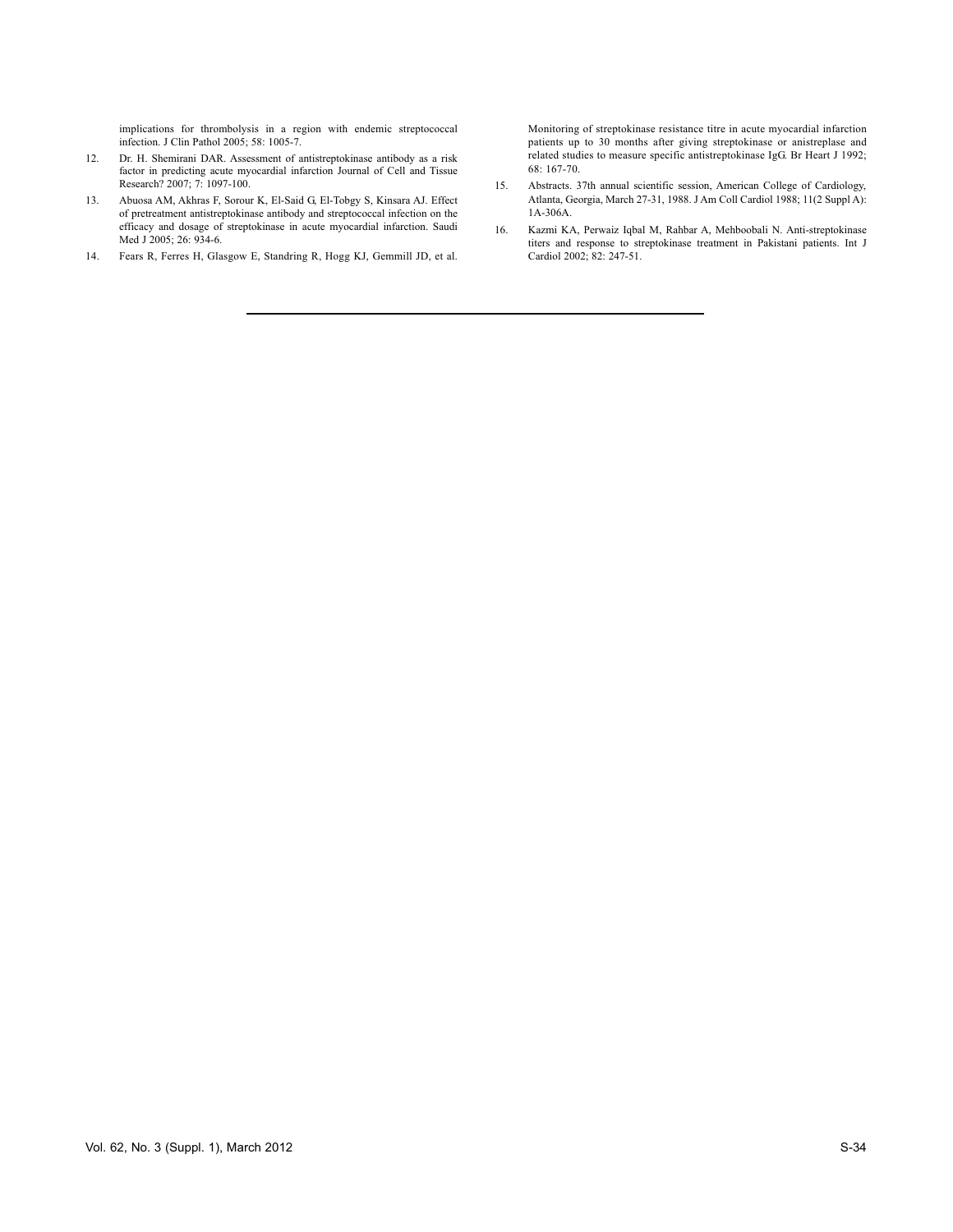implications for thrombolysis in a region with endemic streptococcal infection. J Clin Pathol 2005; 58: 1005-7.

12. Dr. H. Shemirani DAR. Assessment of antistreptokinase antibody as a risk factor in predicting acute myocardial infarction Journal of Cell and Tissue Research? 2007; 7: 1097-100.

13. Abuosa AM, Akhras F, Sorour K, El-Said G, El-Tobgy S, Kinsara AJ. Effect of pretreatment antistreptokinase antibody and streptococcal infection on the efficacy and dosage of streptokinase in acute myocardial infarction. Saudi Med J 2005; 26: 934-6.

14. Fears R, Ferres H, Glasgow E, Standring R, Hogg KJ, Gemmill JD, et al. Monitoring of streptokinase resistance titre in acute myocardial infarction patients up to 30 months after giving streptokinase or anistreplase and related studies to measure specific antistreptokinase IgG. Br Heart J 1992; 68: 167-70.

15. Abstracts. 37th annual scientific session, American College of Cardiology, Atlanta, Georgia, March 27-31, 1988. J Am Coll Cardiol 1988; 11(2 Suppl A): 1A-306A.

16. Kazmi KA, Perwaiz Iqbal M, Rahbar A, Mehboobali N. Anti-streptokinase titers and response to streptokinase treatment in Pakistani patients. Int J Cardiol 2002; 82: 247-51.